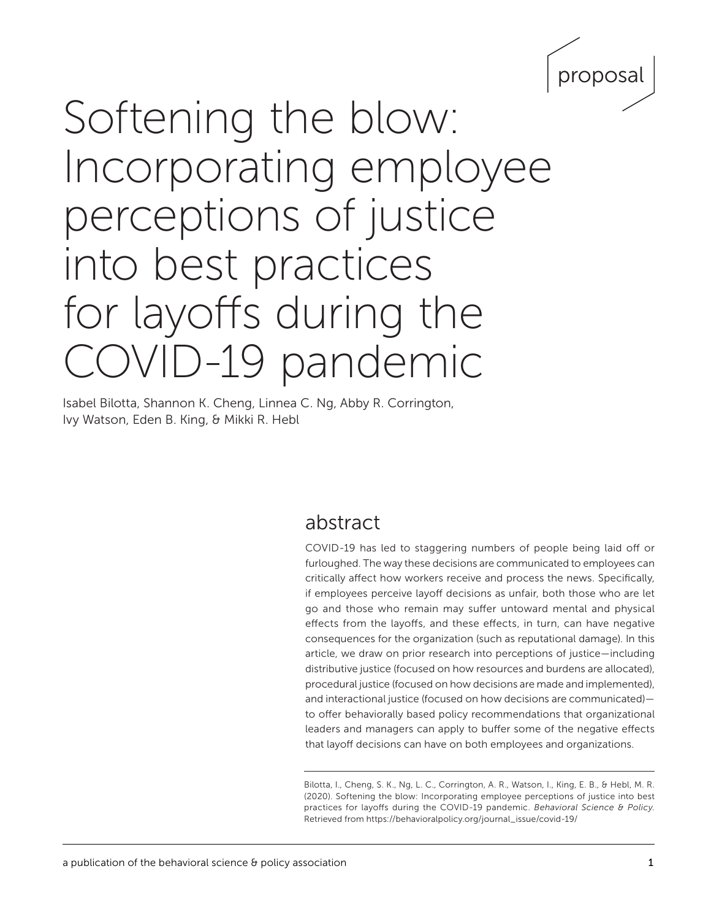proposal

# Softening the blow: Incorporating employee perceptions of justice into best practices for layoffs during the COVID-19 pandemic

Isabel Bilotta, Shannon K. Cheng, Linnea C. Ng, Abby R. Corrington, Ivy Watson, Eden B. King, & Mikki R. Hebl

## abstract

COVID-19 has led to staggering numbers of people being laid off or furloughed. The way these decisions are communicated to employees can critically affect how workers receive and process the news. Specifically, if employees perceive layoff decisions as unfair, both those who are let go and those who remain may suffer untoward mental and physical effects from the layoffs, and these effects, in turn, can have negative consequences for the organization (such as reputational damage). In this article, we draw on prior research into perceptions of justice—including distributive justice (focused on how resources and burdens are allocated), procedural justice (focused on how decisions are made and implemented), and interactional justice (focused on how decisions are communicated)—to offer behaviorally based policy recommendations that organizational leaders and managers can apply to buffer some of the negative effects that layoff decisions can have on both employees and organizations.

Bilotta, I., Cheng, S. K., Ng, L. C., Corrington, A. R., Watson, I., King, E. B., & Hebl, M. R. (2020). Softening the blow: Incorporating employee perceptions of justice into best practices for layoffs during the COVID-19 pandemic. *Behavioral Science & Policy.* Retrieved from https://behavioralpolicy.org/journal_issue/covid-19/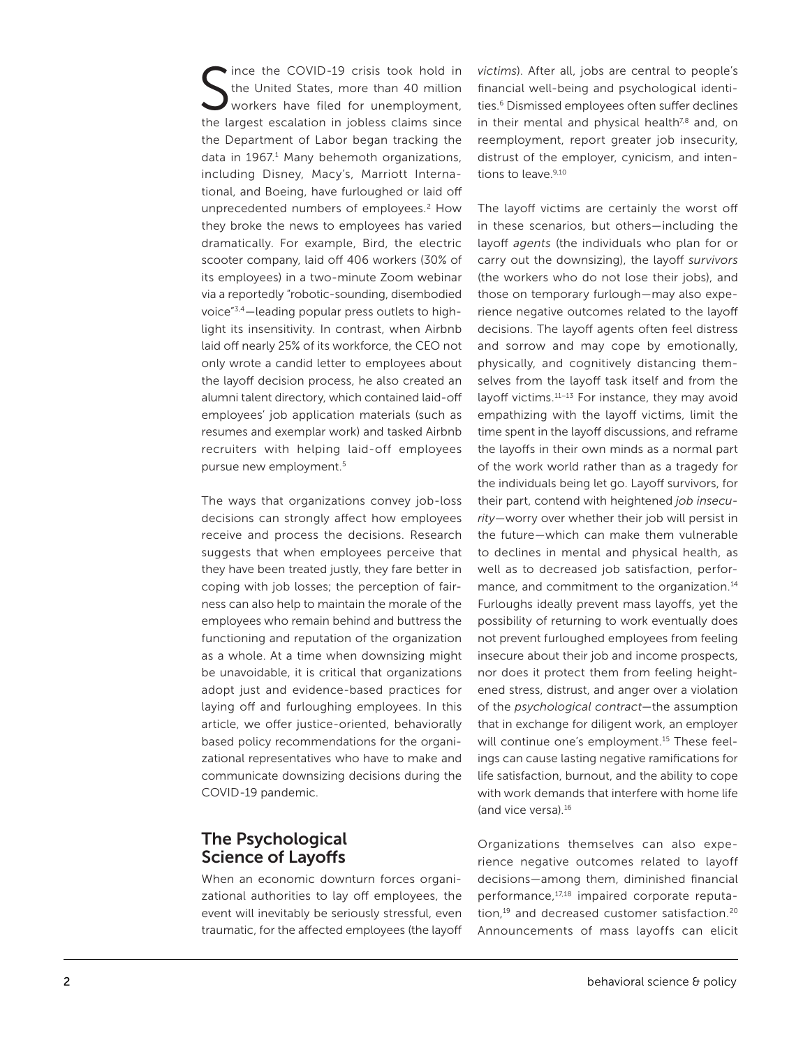Since the COVID-19 crisis took hold in the United States, more than 40 million workers have filed for unemployment, the largest escalation in jobless claims since the Department of Labor began tracking the data in 1967.[1] Many behemoth organizations, including Disney, Macy's, Marriott International, and Boeing, have furloughed or laid off unprecedented numbers of employees.[2] How they broke the news to employees has varied dramatically. For example, Bird, the electric scooter company, laid off 406 workers (30% of its employees) in a two-minute Zoom webinar via a reportedly "robotic-sounding, disembodied voice"[3,4]—leading popular press outlets to highlight its insensitivity. In contrast, when Airbnb laid off nearly 25% of its workforce, the CEO not only wrote a candid letter to employees about the layoff decision process, he also created an alumni talent directory, which contained laid-off employees' job application materials (such as resumes and exemplar work) and tasked Airbnb recruiters with helping laid-off employees pursue new employment.[5]

The ways that organizations convey job-loss decisions can strongly affect how employees receive and process the decisions. Research suggests that when employees perceive that they have been treated justly, they fare better in coping with job losses; the perception of fairness can also help to maintain the morale of the employees who remain behind and buttress the functioning and reputation of the organization as a whole. At a time when downsizing might be unavoidable, it is critical that organizations adopt just and evidence-based practices for laying off and furloughing employees. In this article, we offer justice-oriented, behaviorally based policy recommendations for the organizational representatives who have to make and communicate downsizing decisions during the COVID-19 pandemic.

## The Psychological Science of Layoffs

When an economic downturn forces organizational authorities to lay off employees, the event will inevitably be seriously stressful, even traumatic, for the affected employees (the layoff *victims*). After all, jobs are central to people's financial well-being and psychological identities.[6] Dismissed employees often suffer declines in their mental and physical health[7,8] and, on reemployment, report greater job insecurity, distrust of the employer, cynicism, and intentions to leave.[9,10]

The layoff victims are certainly the worst off in these scenarios, but others—including the layoff *agents* (the individuals who plan for or carry out the downsizing), the layoff *survivors* (the workers who do not lose their jobs), and those on temporary furlough—may also experience negative outcomes related to the layoff decisions. The layoff agents often feel distress and sorrow and may cope by emotionally, physically, and cognitively distancing themselves from the layoff task itself and from the layoff victims.[11–13] For instance, they may avoid empathizing with the layoff victims, limit the time spent in the layoff discussions, and reframe the layoffs in their own minds as a normal part of the work world rather than as a tragedy for the individuals being let go. Layoff survivors, for their part, contend with heightened *job insecurity*—worry over whether their job will persist in the future—which can make them vulnerable to declines in mental and physical health, as well as to decreased job satisfaction, performance, and commitment to the organization.[14] Furloughs ideally prevent mass layoffs, yet the possibility of returning to work eventually does not prevent furloughed employees from feeling insecure about their job and income prospects, nor does it protect them from feeling heightened stress, distrust, and anger over a violation of the *psychological contract*—the assumption that in exchange for diligent work, an employer will continue one's employment.[15] These feelings can cause lasting negative ramifications for life satisfaction, burnout, and the ability to cope with work demands that interfere with home life (and vice versa).[16]

Organizations themselves can also experience negative outcomes related to layoff decisions—among them, diminished financial performance,[17,18] impaired corporate reputation,[19] and decreased customer satisfaction.[20] Announcements of mass layoffs can elicit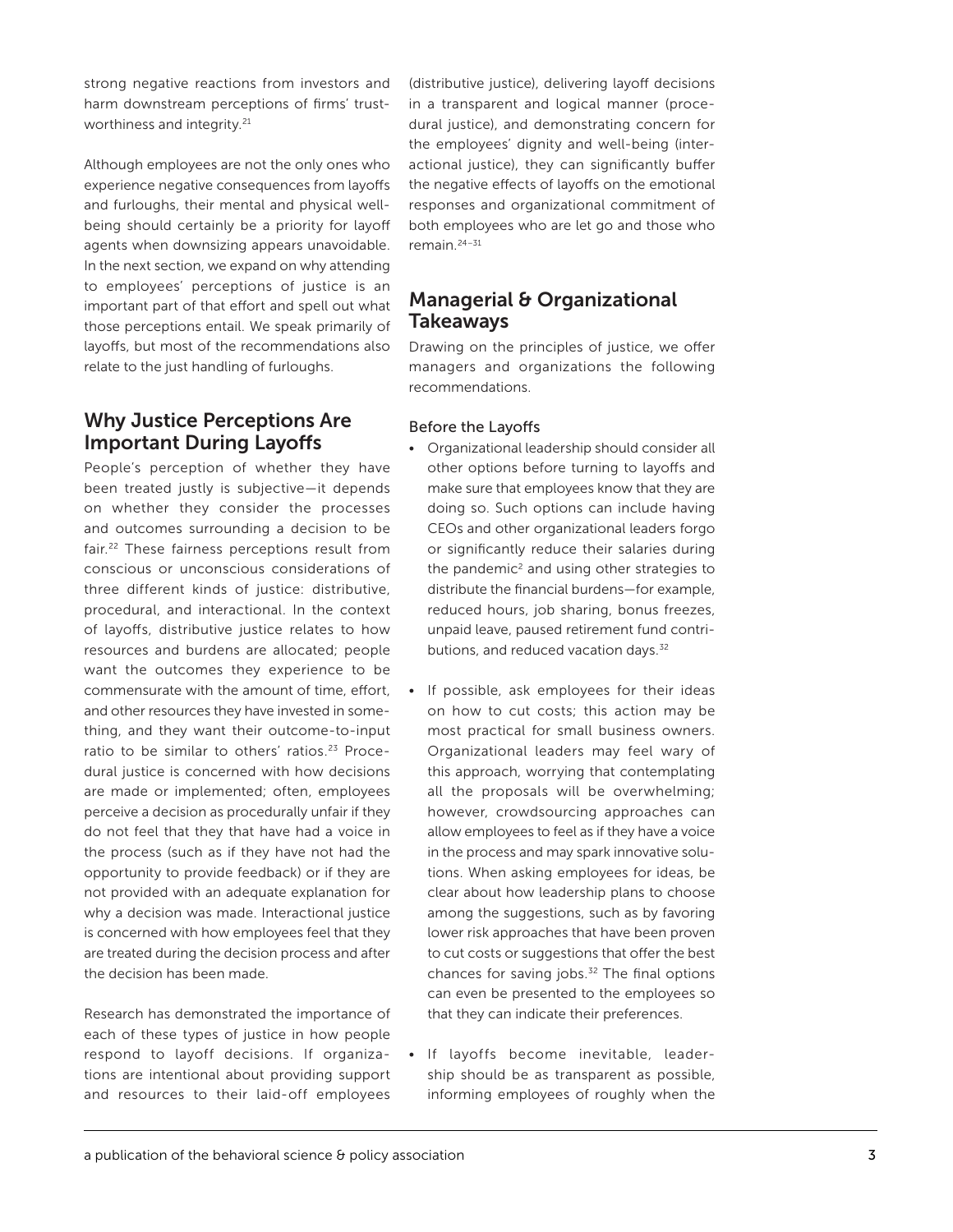strong negative reactions from investors and harm downstream perceptions of firms' trustworthiness and integrity.[21]

Although employees are not the only ones who experience negative consequences from layoffs and furloughs, their mental and physical well-being should certainly be a priority for layoff agents when downsizing appears unavoidable. In the next section, we expand on why attending to employees' perceptions of justice is an important part of that effort and spell out what those perceptions entail. We speak primarily of layoffs, but most of the recommendations also relate to the just handling of furloughs.

## Why Justice Perceptions Are Important During Layoffs

People's perception of whether they have been treated justly is subjective—it depends on whether they consider the processes and outcomes surrounding a decision to be fair.[22] These fairness perceptions result from conscious or unconscious considerations of three different kinds of justice: distributive, procedural, and interactional. In the context of layoffs, distributive justice relates to how resources and burdens are allocated; people want the outcomes they experience to be commensurate with the amount of time, effort, and other resources they have invested in something, and they want their outcome-to-input ratio to be similar to others' ratios.[23] Procedural justice is concerned with how decisions are made or implemented; often, employees perceive a decision as procedurally unfair if they do not feel that they that have had a voice in the process (such as if they have not had the opportunity to provide feedback) or if they are not provided with an adequate explanation for why a decision was made. Interactional justice is concerned with how employees feel that they are treated during the decision process and after the decision has been made.

Research has demonstrated the importance of each of these types of justice in how people respond to layoff decisions. If organizations are intentional about providing support and resources to their laid-off employees (distributive justice), delivering layoff decisions in a transparent and logical manner (procedural justice), and demonstrating concern for the employees' dignity and well-being (interactional justice), they can significantly buffer the negative effects of layoffs on the emotional responses and organizational commitment of both employees who are let go and those who remain.[24–31]

## Managerial & Organizational Takeaways

Drawing on the principles of justice, we offer managers and organizations the following recommendations.

### Before the Layoffs

- Organizational leadership should consider all other options before turning to layoffs and make sure that employees know that they are doing so. Such options can include having CEOs and other organizational leaders forgo or significantly reduce their salaries during the pandemic[2] and using other strategies to distribute the financial burdens—for example, reduced hours, job sharing, bonus freezes, unpaid leave, paused retirement fund contributions, and reduced vacation days.[32]

- If possible, ask employees for their ideas on how to cut costs; this action may be most practical for small business owners. Organizational leaders may feel wary of this approach, worrying that contemplating all the proposals will be overwhelming; however, crowdsourcing approaches can allow employees to feel as if they have a voice in the process and may spark innovative solutions. When asking employees for ideas, be clear about how leadership plans to choose among the suggestions, such as by favoring lower risk approaches that have been proven to cut costs or suggestions that offer the best chances for saving jobs.[32] The final options can even be presented to the employees so that they can indicate their preferences.

- If layoffs become inevitable, leadership should be as transparent as possible, informing employees of roughly when the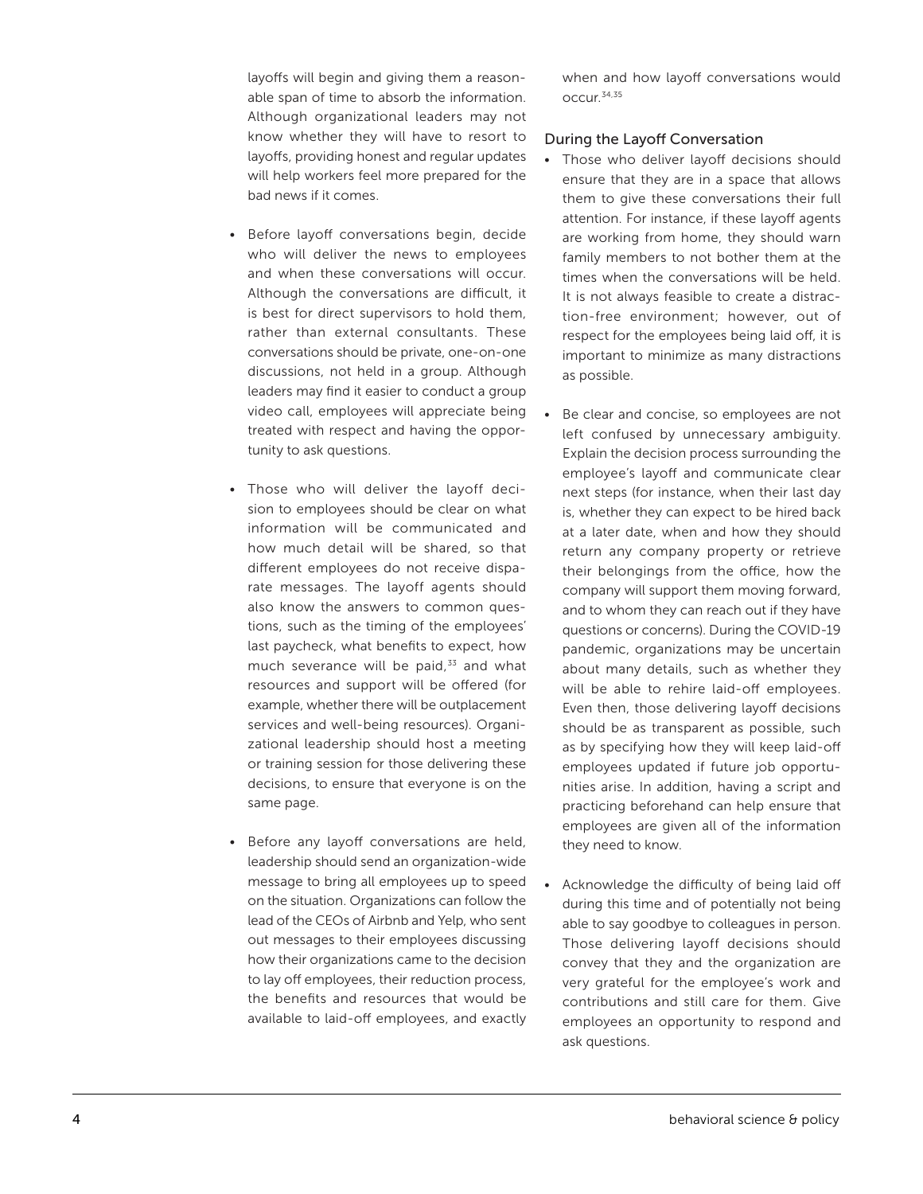layoffs will begin and giving them a reasonable span of time to absorb the information. Although organizational leaders may not know whether they will have to resort to layoffs, providing honest and regular updates will help workers feel more prepared for the bad news if it comes.

- Before layoff conversations begin, decide who will deliver the news to employees and when these conversations will occur. Although the conversations are difficult, it is best for direct supervisors to hold them, rather than external consultants. These conversations should be private, one-on-one discussions, not held in a group. Although leaders may find it easier to conduct a group video call, employees will appreciate being treated with respect and having the opportunity to ask questions.
- Those who will deliver the layoff decision to employees should be clear on what information will be communicated and how much detail will be shared, so that different employees do not receive disparate messages. The layoff agents should also know the answers to common questions, such as the timing of the employees' last paycheck, what benefits to expect, how much severance will be paid,[33] and what resources and support will be offered (for example, whether there will be outplacement services and well-being resources). Organizational leadership should host a meeting or training session for those delivering these decisions, to ensure that everyone is on the same page.
- Before any layoff conversations are held, leadership should send an organization-wide message to bring all employees up to speed on the situation. Organizations can follow the lead of the CEOs of Airbnb and Yelp, who sent out messages to their employees discussing how their organizations came to the decision to lay off employees, their reduction process, the benefits and resources that would be available to laid-off employees, and exactly when and how layoff conversations would occur.[34,35]

### During the Layoff Conversation

- Those who deliver layoff decisions should ensure that they are in a space that allows them to give these conversations their full attention. For instance, if these layoff agents are working from home, they should warn family members to not bother them at the times when the conversations will be held. It is not always feasible to create a distraction-free environment; however, out of respect for the employees being laid off, it is important to minimize as many distractions as possible.
- Be clear and concise, so employees are not left confused by unnecessary ambiguity. Explain the decision process surrounding the employee's layoff and communicate clear next steps (for instance, when their last day is, whether they can expect to be hired back at a later date, when and how they should return any company property or retrieve their belongings from the office, how the company will support them moving forward, and to whom they can reach out if they have questions or concerns). During the COVID-19 pandemic, organizations may be uncertain about many details, such as whether they will be able to rehire laid-off employees. Even then, those delivering layoff decisions should be as transparent as possible, such as by specifying how they will keep laid-off employees updated if future job opportunities arise. In addition, having a script and practicing beforehand can help ensure that employees are given all of the information they need to know.
- Acknowledge the difficulty of being laid off during this time and of potentially not being able to say goodbye to colleagues in person. Those delivering layoff decisions should convey that they and the organization are very grateful for the employee's work and contributions and still care for them. Give employees an opportunity to respond and ask questions.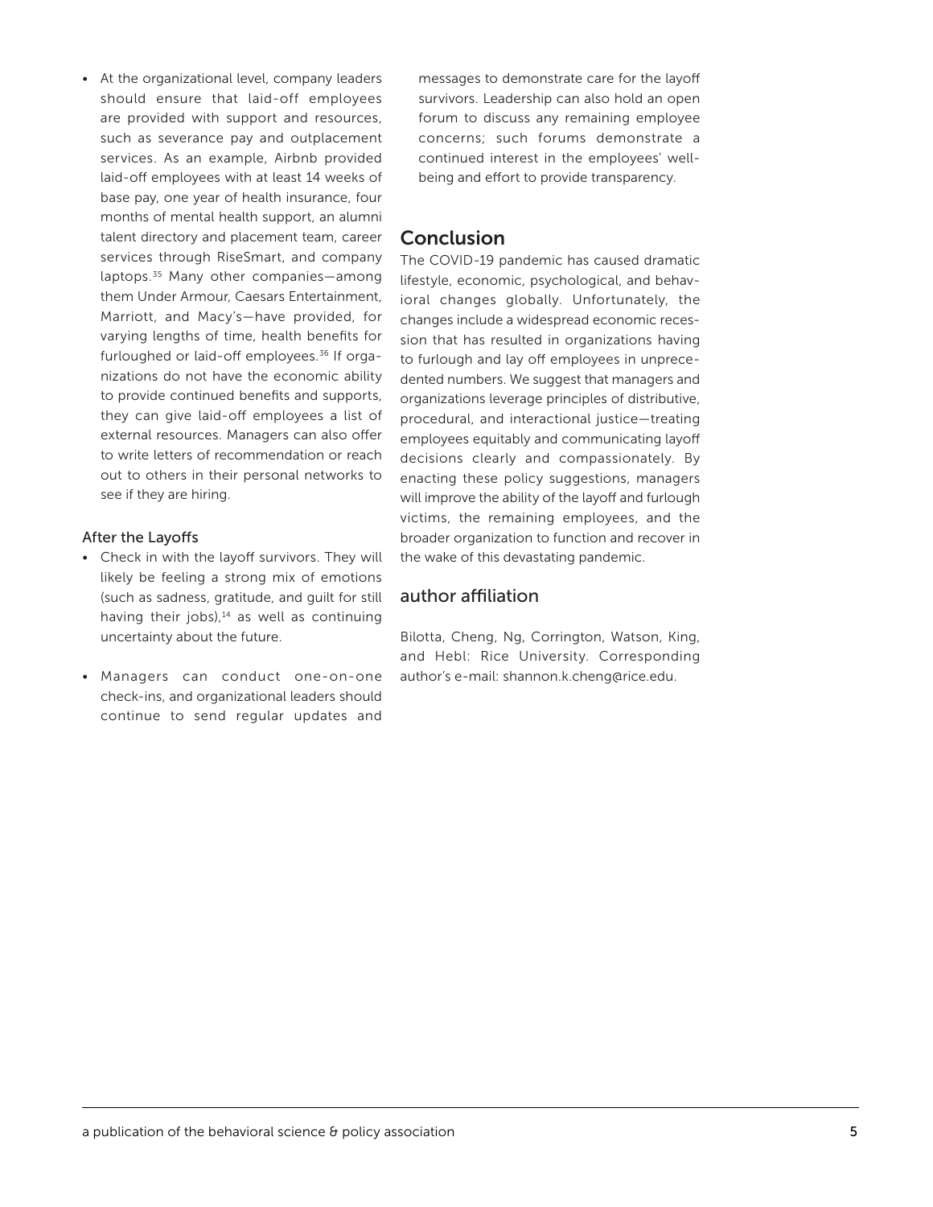- At the organizational level, company leaders should ensure that laid-off employees are provided with support and resources, such as severance pay and outplacement services. As an example, Airbnb provided laid-off employees with at least 14 weeks of base pay, one year of health insurance, four months of mental health support, an alumni talent directory and placement team, career services through RiseSmart, and company laptops.[35] Many other companies—among them Under Armour, Caesars Entertainment, Marriott, and Macy's—have provided, for varying lengths of time, health benefits for furloughed or laid-off employees.[36] If organizations do not have the economic ability to provide continued benefits and supports, they can give laid-off employees a list of external resources. Managers can also offer to write letters of recommendation or reach out to others in their personal networks to see if they are hiring.

### After the Layoffs

- Check in with the layoff survivors. They will likely be feeling a strong mix of emotions (such as sadness, gratitude, and guilt for still having their jobs),[14] as well as continuing uncertainty about the future.
- Managers can conduct one-on-one check-ins, and organizational leaders should continue to send regular updates and messages to demonstrate care for the layoff survivors. Leadership can also hold an open forum to discuss any remaining employee concerns; such forums demonstrate a continued interest in the employees' well-being and effort to provide transparency.

## Conclusion

The COVID-19 pandemic has caused dramatic lifestyle, economic, psychological, and behavioral changes globally. Unfortunately, the changes include a widespread economic recession that has resulted in organizations having to furlough and lay off employees in unprecedented numbers. We suggest that managers and organizations leverage principles of distributive, procedural, and interactional justice—treating employees equitably and communicating layoff decisions clearly and compassionately. By enacting these policy suggestions, managers will improve the ability of the layoff and furlough victims, the remaining employees, and the broader organization to function and recover in the wake of this devastating pandemic.

## author affiliation

Bilotta, Cheng, Ng, Corrington, Watson, King, and Hebl: Rice University. Corresponding author's e-mail: shannon.k.cheng@rice.edu.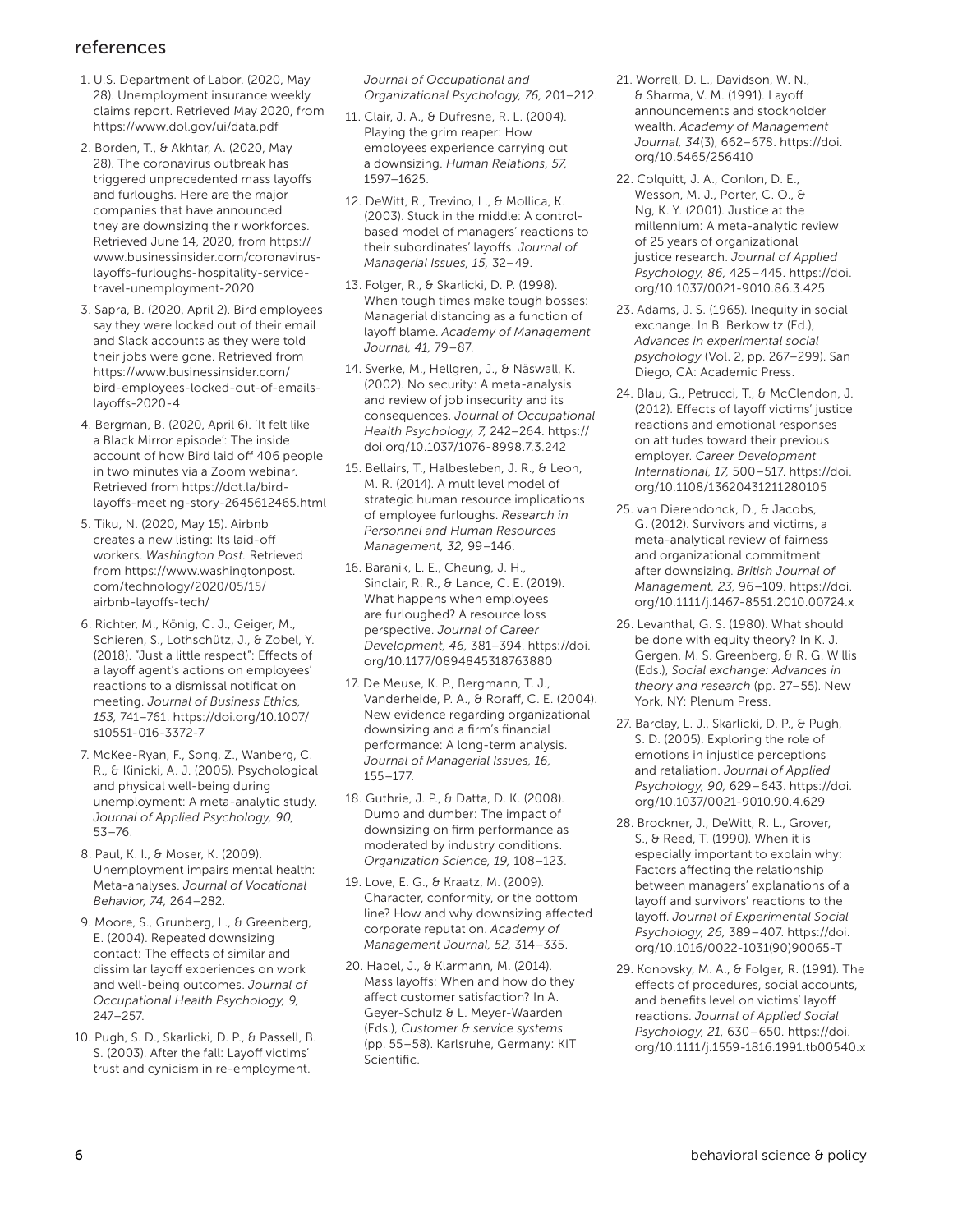## references

1. U.S. Department of Labor. (2020, May 28). Unemployment insurance weekly claims report. Retrieved May 2020, from https://www.dol.gov/ui/data.pdf
2. Borden, T., & Akhtar, A. (2020, May 28). The coronavirus outbreak has triggered unprecedented mass layoffs and furloughs. Here are the major companies that have announced they are downsizing their workforces. Retrieved June 14, 2020, from https://www.businessinsider.com/coronavirus-layoffs-furloughs-hospitality-service-travel-unemployment-2020
3. Sapra, B. (2020, April 2). Bird employees say they were locked out of their email and Slack accounts as they were told their jobs were gone. Retrieved from https://www.businessinsider.com/bird-employees-locked-out-of-emails-layoffs-2020-4
4. Bergman, B. (2020, April 6). 'It felt like a Black Mirror episode': The inside account of how Bird laid off 406 people in two minutes via a Zoom webinar. Retrieved from https://dot.la/bird-layoffs-meeting-story-2645612465.html
5. Tiku, N. (2020, May 15). Airbnb creates a new listing: Its laid-off workers. *Washington Post.* Retrieved from https://www.washingtonpost.com/technology/2020/05/15/airbnb-layoffs-tech/
6. Richter, M., König, C. J., Geiger, M., Schieren, S., Lothschütz, J., & Zobel, Y. (2018). "Just a little respect": Effects of a layoff agent's actions on employees' reactions to a dismissal notification meeting. *Journal of Business Ethics, 153,* 741–761. https://doi.org/10.1007/s10551-016-3372-7
7. McKee-Ryan, F., Song, Z., Wanberg, C. R., & Kinicki, A. J. (2005). Psychological and physical well-being during unemployment: A meta-analytic study. *Journal of Applied Psychology, 90,* 53–76.
8. Paul, K. I., & Moser, K. (2009). Unemployment impairs mental health: Meta-analyses. *Journal of Vocational Behavior, 74,* 264–282.
9. Moore, S., Grunberg, L., & Greenberg, E. (2004). Repeated downsizing contact: The effects of similar and dissimilar layoff experiences on work and well-being outcomes. *Journal of Occupational Health Psychology, 9,* 247–257.
10. Pugh, S. D., Skarlicki, D. P., & Passell, B. S. (2003). After the fall: Layoff victims' trust and cynicism in re-employment. *Journal of Occupational and Organizational Psychology, 76,* 201–212.
11. Clair, J. A., & Dufresne, R. L. (2004). Playing the grim reaper: How employees experience carrying out a downsizing. *Human Relations, 57,* 1597–1625.
12. DeWitt, R., Trevino, L., & Mollica, K. (2003). Stuck in the middle: A control-based model of managers' reactions to their subordinates' layoffs. *Journal of Managerial Issues, 15,* 32–49.
13. Folger, R., & Skarlicki, D. P. (1998). When tough times make tough bosses: Managerial distancing as a function of layoff blame. *Academy of Management Journal, 41,* 79–87.
14. Sverke, M., Hellgren, J., & Näswall, K. (2002). No security: A meta-analysis and review of job insecurity and its consequences. *Journal of Occupational Health Psychology, 7,* 242–264. https://doi.org/10.1037/1076-8998.7.3.242
15. Bellairs, T., Halbesleben, J. R., & Leon, M. R. (2014). A multilevel model of strategic human resource implications of employee furloughs. *Research in Personnel and Human Resources Management, 32,* 99–146.
16. Baranik, L. E., Cheung, J. H., Sinclair, R. R., & Lance, C. E. (2019). What happens when employees are furloughed? A resource loss perspective. *Journal of Career Development, 46,* 381–394. https://doi.org/10.1177/0894845318763880
17. De Meuse, K. P., Bergmann, T. J., Vanderheide, P. A., & Roraff, C. E. (2004). New evidence regarding organizational downsizing and a firm's financial performance: A long-term analysis. *Journal of Managerial Issues, 16,* 155–177.
18. Guthrie, J. P., & Datta, D. K. (2008). Dumb and dumber: The impact of downsizing on firm performance as moderated by industry conditions. *Organization Science, 19,* 108–123.
19. Love, E. G., & Kraatz, M. (2009). Character, conformity, or the bottom line? How and why downsizing affected corporate reputation. *Academy of Management Journal, 52,* 314–335.
20. Habel, J., & Klarmann, M. (2014). Mass layoffs: When and how do they affect customer satisfaction? In A. Geyer-Schulz & L. Meyer-Waarden (Eds.), *Customer & service systems* (pp. 55–58). Karlsruhe, Germany: KIT Scientific.
21. Worrell, D. L., Davidson, W. N., & Sharma, V. M. (1991). Layoff announcements and stockholder wealth. *Academy of Management Journal, 34*(3), 662–678. https://doi.org/10.5465/256410
22. Colquitt, J. A., Conlon, D. E., Wesson, M. J., Porter, C. O., & Ng, K. Y. (2001). Justice at the millennium: A meta-analytic review of 25 years of organizational justice research. *Journal of Applied Psychology, 86,* 425–445. https://doi.org/10.1037/0021-9010.86.3.425
23. Adams, J. S. (1965). Inequity in social exchange. In B. Berkowitz (Ed.), *Advances in experimental social psychology* (Vol. 2, pp. 267–299). San Diego, CA: Academic Press.
24. Blau, G., Petrucci, T., & McClendon, J. (2012). Effects of layoff victims' justice reactions and emotional responses on attitudes toward their previous employer. *Career Development International, 17,* 500–517. https://doi.org/10.1108/13620431211280105
25. van Dierendonck, D., & Jacobs, G. (2012). Survivors and victims, a meta-analytical review of fairness and organizational commitment after downsizing. *British Journal of Management, 23,* 96–109. https://doi.org/10.1111/j.1467-8551.2010.00724.x
26. Levanthal, G. S. (1980). What should be done with equity theory? In K. J. Gergen, M. S. Greenberg, & R. G. Willis (Eds.), *Social exchange: Advances in theory and research* (pp. 27–55). New York, NY: Plenum Press.
27. Barclay, L. J., Skarlicki, D. P., & Pugh, S. D. (2005). Exploring the role of emotions in injustice perceptions and retaliation. *Journal of Applied Psychology, 90,* 629–643. https://doi.org/10.1037/0021-9010.90.4.629
28. Brockner, J., DeWitt, R. L., Grover, S., & Reed, T. (1990). When it is especially important to explain why: Factors affecting the relationship between managers' explanations of a layoff and survivors' reactions to the layoff. *Journal of Experimental Social Psychology, 26,* 389–407. https://doi.org/10.1016/0022-1031(90)90065-T
29. Konovsky, M. A., & Folger, R. (1991). The effects of procedures, social accounts, and benefits level on victims' layoff reactions. *Journal of Applied Social Psychology, 21,* 630–650. https://doi.org/10.1111/j.1559-1816.1991.tb00540.x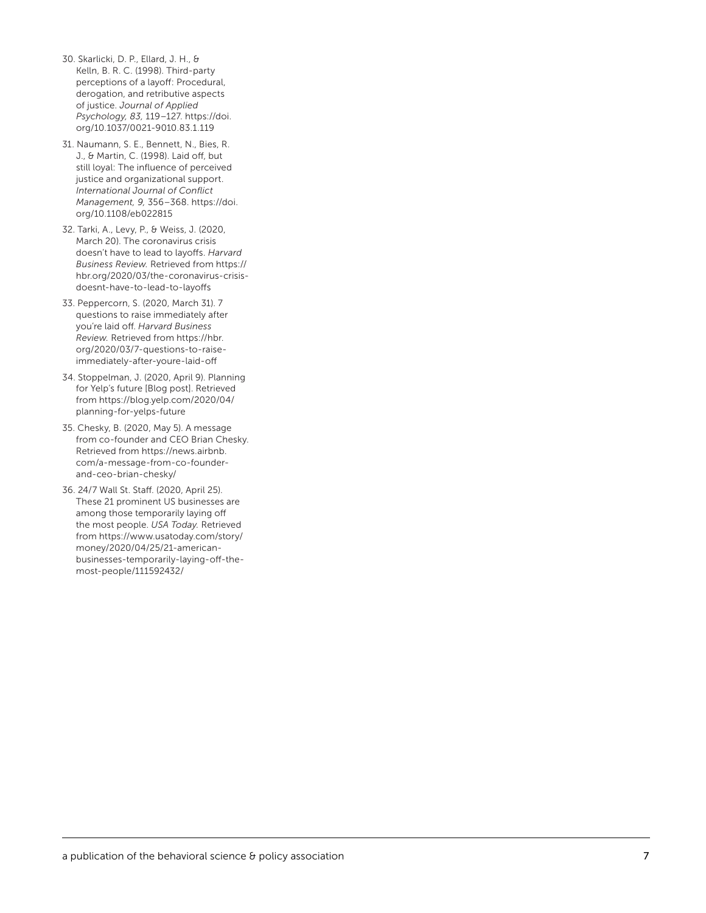30. Skarlicki, D. P., Ellard, J. H., & Kelln, B. R. C. (1998). Third-party perceptions of a layoff: Procedural, derogation, and retributive aspects of justice. *Journal of Applied Psychology, 83,* 119–127. https://doi.org/10.1037/0021-9010.83.1.119

31. Naumann, S. E., Bennett, N., Bies, R. J., & Martin, C. (1998). Laid off, but still loyal: The influence of perceived justice and organizational support. *International Journal of Conflict Management, 9,* 356–368. https://doi.org/10.1108/eb022815

32. Tarki, A., Levy, P., & Weiss, J. (2020, March 20). The coronavirus crisis doesn't have to lead to layoffs. *Harvard Business Review.* Retrieved from https://hbr.org/2020/03/the-coronavirus-crisis-doesnt-have-to-lead-to-layoffs

33. Peppercorn, S. (2020, March 31). 7 questions to raise immediately after you're laid off. *Harvard Business Review.* Retrieved from https://hbr.org/2020/03/7-questions-to-raise-immediately-after-youre-laid-off

34. Stoppelman, J. (2020, April 9). Planning for Yelp's future [Blog post]. Retrieved from https://blog.yelp.com/2020/04/planning-for-yelps-future

35. Chesky, B. (2020, May 5). A message from co-founder and CEO Brian Chesky. Retrieved from https://news.airbnb.com/a-message-from-co-founder-and-ceo-brian-chesky/

36. 24/7 Wall St. Staff. (2020, April 25). These 21 prominent US businesses are among those temporarily laying off the most people. *USA Today.* Retrieved from https://www.usatoday.com/story/money/2020/04/25/21-american-businesses-temporarily-laying-off-the-most-people/111592432/